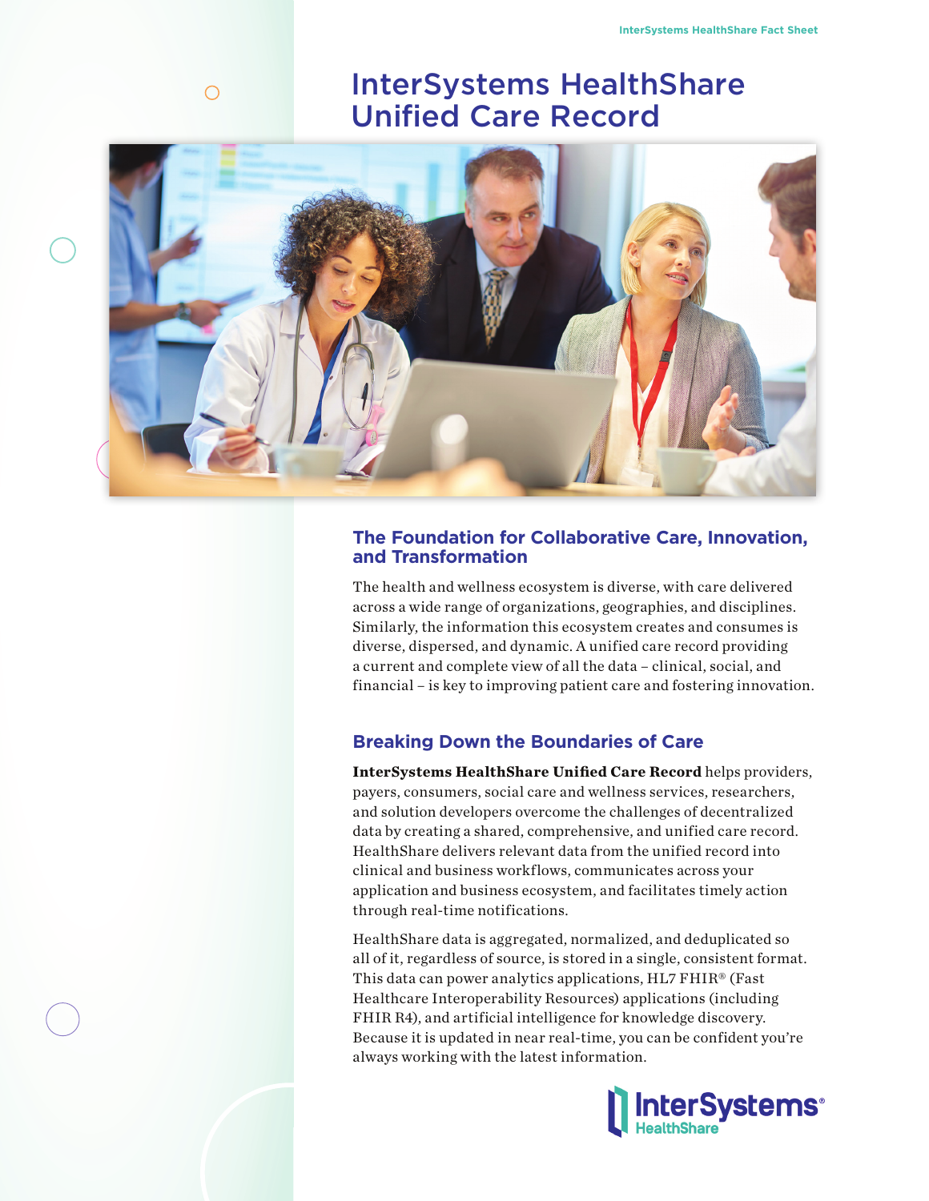# InterSystems HealthShare Unified Care Record

## The Foundation for Collaborative Care, Innovation, and Transformation

The health and wellness ecosystem is diverse, with care delivered across a wide range of organizations, geographies, and disciplines. Similarly, the information this ecosystem creates and consumes is diverse, dispersed, and dynamic. A unified care record providing a current and complete view of all the data – clinical, social, and financial – is key to improving patient care and fostering innovation.

## Breaking Down the Boundaries of Care

**InterSystems HealthShare Unified Care Record** helps providers, payers, consumers, social care and wellness services, researchers, and solution developers overcome the challenges of decentralized data by creating a shared, comprehensive, and unified care record. HealthShare delivers relevant data from the unified record into clinical and business workflows, communicates across your application and business ecosystem, and facilitates timely action through real-time notifications.

HealthShare data is aggregated, normalized, and deduplicated so all of it, regardless of source, is stored in a single, consistent format. This data can power analytics applications, HL7 FHIR® (Fast Healthcare Interoperability Resources) applications (including FHIR R4), and artificial intelligence for knowledge discovery. Because it is updated in near real-time, you can be confident you're always working with the latest information.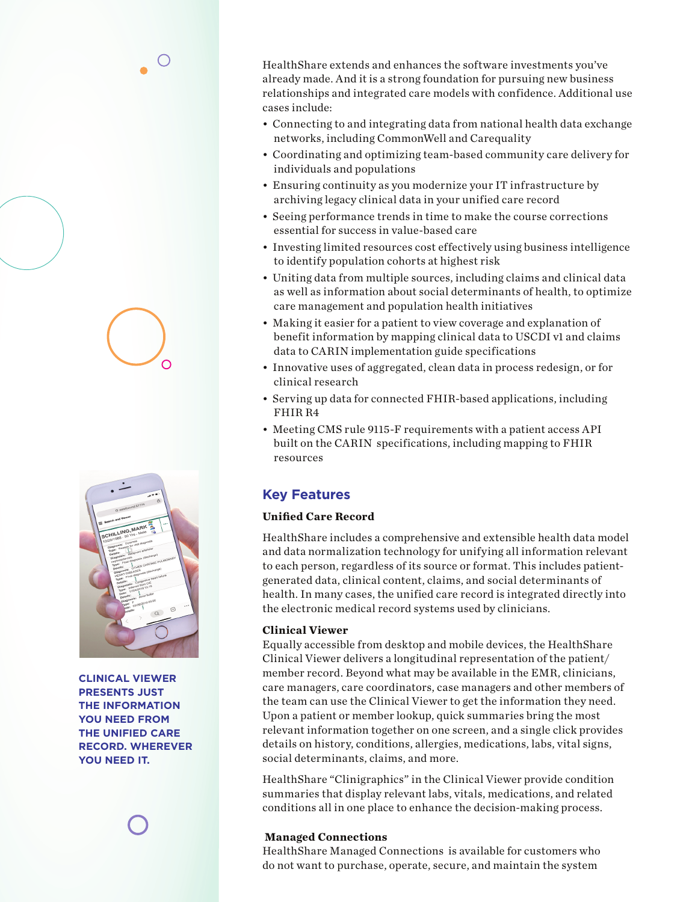HealthShare extends and enhances the software investments you've already made. And it is a strong foundation for pursuing new business relationships and integrated care models with confidence. Additional use cases include:

- Connecting to and integrating data from national health data exchange networks, including CommonWell and Carequality
- Coordinating and optimizing team-based community care delivery for individuals and populations
- Ensuring continuity as you modernize your IT infrastructure by archiving legacy clinical data in your unified care record
- Seeing performance trends in time to make the course corrections essential for success in value-based care
- Investing limited resources cost effectively using business intelligence to identify population cohorts at highest risk
- Uniting data from multiple sources, including claims and clinical data as well as information about social determinants of health, to optimize care management and population health initiatives
- Making it easier for a patient to view coverage and explanation of benefit information by mapping clinical data to USCDI v1 and claims data to CARIN implementation guide specifications
- Innovative uses of aggregated, clean data in process redesign, or for clinical research
- Serving up data for connected FHIR-based applications, including FHIR R4
- Meeting CMS rule 9115-F requirements with a patient access API built on the CARIN specifications, including mapping to FHIR resources

**CLINICAL VIEWER PRESENTS JUST THE INFORMATION YOU NEED FROM THE UNIFIED CARE RECORD. WHEREVER YOU NEED IT.**

## Key Features

### Unified Care Record

HealthShare includes a comprehensive and extensible health data model and data normalization technology for unifying all information relevant to each person, regardless of its source or format. This includes patient-generated data, clinical content, claims, and social determinants of health. In many cases, the unified care record is integrated directly into the electronic medical record systems used by clinicians.

### Clinical Viewer

Equally accessible from desktop and mobile devices, the HealthShare Clinical Viewer delivers a longitudinal representation of the patient/member record. Beyond what may be available in the EMR, clinicians, care managers, care coordinators, case managers and other members of the team can use the Clinical Viewer to get the information they need. Upon a patient or member lookup, quick summaries bring the most relevant information together on one screen, and a single click provides details on history, conditions, allergies, medications, labs, vital signs, social determinants, claims, and more.

HealthShare "Clinigraphics" in the Clinical Viewer provide condition summaries that display relevant labs, vitals, medications, and related conditions all in one place to enhance the decision-making process.

### Managed Connections

HealthShare Managed Connections is available for customers who do not want to purchase, operate, secure, and maintain the system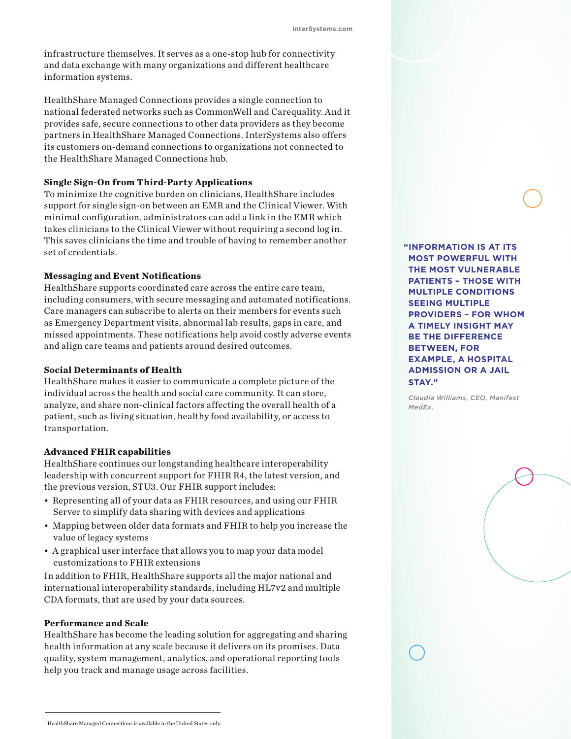infrastructure themselves. It serves as a one-stop hub for connectivity and data exchange with many organizations and different healthcare information systems.

HealthShare Managed Connections provides a single connection to national federated networks such as CommonWell and Carequality. And it provides safe, secure connections to other data providers as they become partners in HealthShare Managed Connections. InterSystems also offers its customers on-demand connections to organizations not connected to the HealthShare Managed Connections hub.

### Single Sign-On from Third-Party Applications

To minimize the cognitive burden on clinicians, HealthShare includes support for single sign-on between an EMR and the Clinical Viewer. With minimal configuration, administrators can add a link in the EMR which takes clinicians to the Clinical Viewer without requiring a second log in. This saves clinicians the time and trouble of having to remember another set of credentials.

### Messaging and Event Notifications

HealthShare supports coordinated care across the entire care team, including consumers, with secure messaging and automated notifications. Care managers can subscribe to alerts on their members for events such as Emergency Department visits, abnormal lab results, gaps in care, and missed appointments. These notifications help avoid costly adverse events and align care teams and patients around desired outcomes.

### Social Determinants of Health

HealthShare makes it easier to communicate a complete picture of the individual across the health and social care community. It can store, analyze, and share non-clinical factors affecting the overall health of a patient, such as living situation, healthy food availability, or access to transportation.

### Advanced FHIR capabilities

HealthShare continues our longstanding healthcare interoperability leadership with concurrent support for FHIR R4, the latest version, and the previous version, STU3. Our FHIR support includes:

- Representing all of your data as FHIR resources, and using our FHIR Server to simplify data sharing with devices and applications
- Mapping between older data formats and FHIR to help you increase the value of legacy systems
- A graphical user interface that allows you to map your data model customizations to FHIR extensions

In addition to FHIR, HealthShare supports all the major national and international interoperability standards, including HL7v2 and multiple CDA formats, that are used by your data sources.

### Performance and Scale

HealthShare has become the leading solution for aggregating and sharing health information at any scale because it delivers on its promises. Data quality, system management, analytics, and operational reporting tools help you track and manage usage across facilities.

> **"INFORMATION IS AT ITS MOST POWERFUL WITH THE MOST VULNERABLE PATIENTS – THOSE WITH MULTIPLE CONDITIONS SEEING MULTIPLE PROVIDERS – FOR WHOM A TIMELY INSIGHT MAY BE THE DIFFERENCE BETWEEN, FOR EXAMPLE, A HOSPITAL ADMISSION OR A JAIL STAY."**
>
> *Claudia Williams, CEO, Manifest MedEx.*

[1] HealthShare Managed Connections is available in the United States only.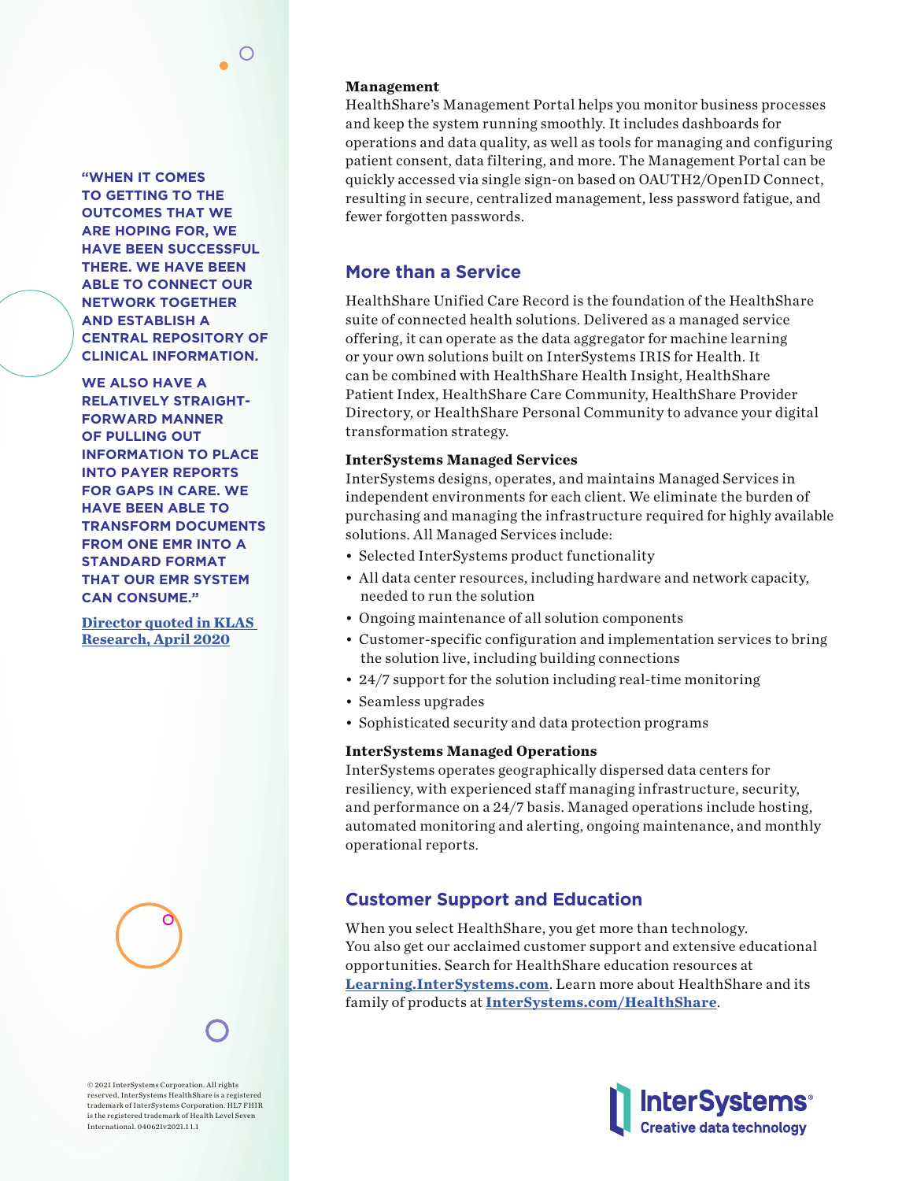"WHEN IT COMES TO GETTING TO THE OUTCOMES THAT WE ARE HOPING FOR, WE HAVE BEEN SUCCESSFUL THERE. WE HAVE BEEN ABLE TO CONNECT OUR NETWORK TOGETHER AND ESTABLISH A CENTRAL REPOSITORY OF CLINICAL INFORMATION.

WE ALSO HAVE A RELATIVELY STRAIGHT-FORWARD MANNER OF PULLING OUT INFORMATION TO PLACE INTO PAYER REPORTS FOR GAPS IN CARE. WE HAVE BEEN ABLE TO TRANSFORM DOCUMENTS FROM ONE EMR INTO A STANDARD FORMAT THAT OUR EMR SYSTEM CAN CONSUME."

**Director quoted in KLAS Research, April 2020**

**Management**

HealthShare's Management Portal helps you monitor business processes and keep the system running smoothly. It includes dashboards for operations and data quality, as well as tools for managing and configuring patient consent, data filtering, and more. The Management Portal can be quickly accessed via single sign-on based on OAUTH2/OpenID Connect, resulting in secure, centralized management, less password fatigue, and fewer forgotten passwords.

## More than a Service

HealthShare Unified Care Record is the foundation of the HealthShare suite of connected health solutions. Delivered as a managed service offering, it can operate as the data aggregator for machine learning or your own solutions built on InterSystems IRIS for Health. It can be combined with HealthShare Health Insight, HealthShare Patient Index, HealthShare Care Community, HealthShare Provider Directory, or HealthShare Personal Community to advance your digital transformation strategy.

**InterSystems Managed Services**

InterSystems designs, operates, and maintains Managed Services in independent environments for each client. We eliminate the burden of purchasing and managing the infrastructure required for highly available solutions. All Managed Services include:

- Selected InterSystems product functionality
- All data center resources, including hardware and network capacity, needed to run the solution
- Ongoing maintenance of all solution components
- Customer-specific configuration and implementation services to bring the solution live, including building connections
- 24/7 support for the solution including real-time monitoring
- Seamless upgrades
- Sophisticated security and data protection programs

**InterSystems Managed Operations**

InterSystems operates geographically dispersed data centers for resiliency, with experienced staff managing infrastructure, security, and performance on a 24/7 basis. Managed operations include hosting, automated monitoring and alerting, ongoing maintenance, and monthly operational reports.

## Customer Support and Education

When you select HealthShare, you get more than technology. You also get our acclaimed customer support and extensive educational opportunities. Search for HealthShare education resources at **Learning.InterSystems.com**. Learn more about HealthShare and its family of products at **InterSystems.com/HealthShare**.

InterSystems® Creative data technology

© 2021 InterSystems Corporation. All rights reserved. InterSystems HealthShare is a registered trademark of InterSystems Corporation. HL7 FHIR is the registered trademark of Health Level Seven International. 040621v2021.11.1